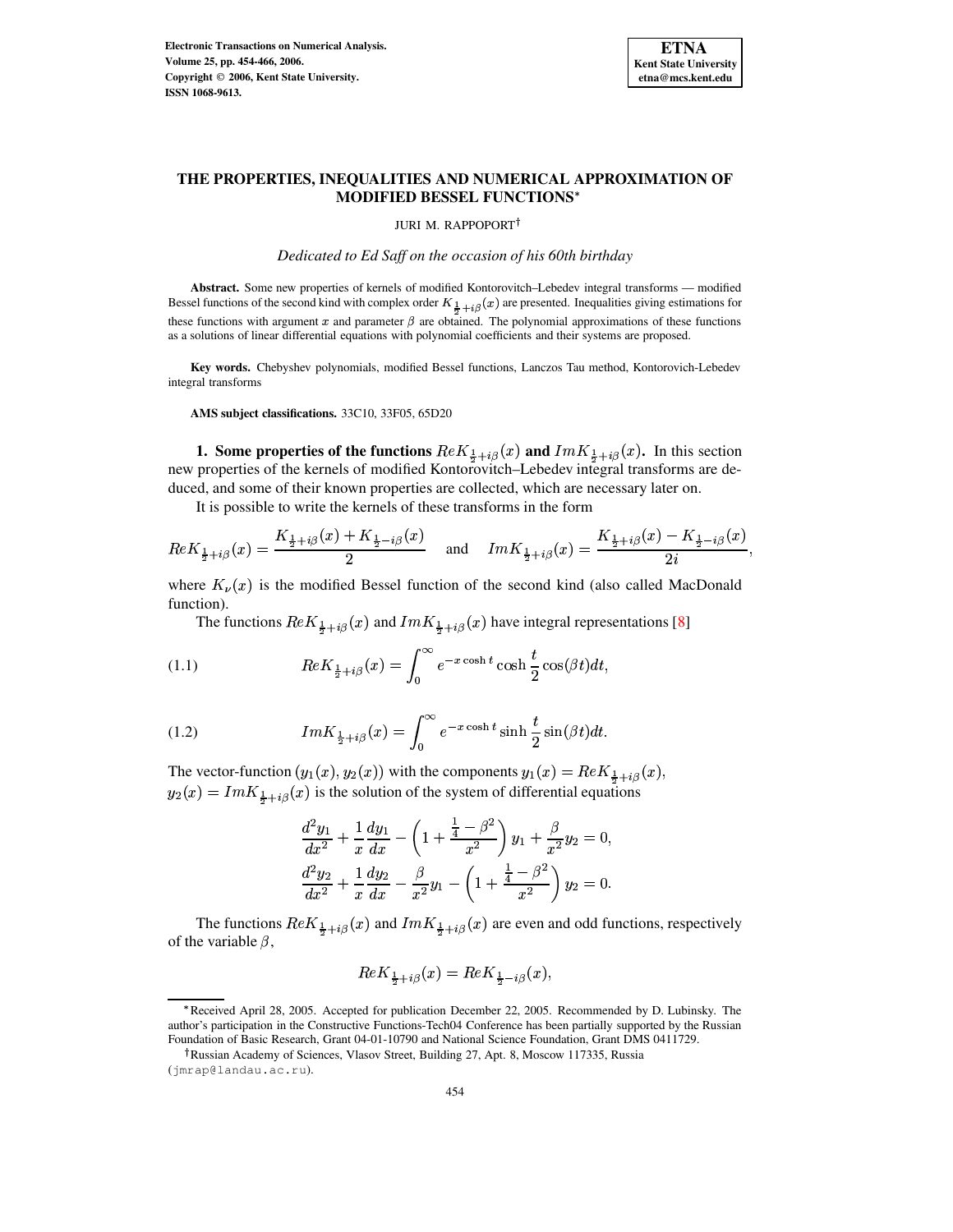# THE PROPERTIES, INEQUALITIES AND NUMERICAL APPROXIMATION OF MODIFIED BESSEL FUNCTIONS*

JURI M. RAPPOPORT†

*Dedicated to Ed Saff on the occasion of his 60th birthday*

**Abstract.** Some new properties of kernels of modified Kontorovitch–Lebedev integral transforms — modified Bessel functions of the second kind with complex order $K_{\frac{1}{2}+i\beta}(x)$ are presented. Inequalities giving estimations for these functions with argument $x$ and parameter $\beta$ are obtained. The polynomial approximations of these functions as a solutions of linear differential equations with polynomial coefficients and their systems are proposed.

**Key words.** Chebyshev polynomials, modified Bessel functions, Lanczos Tau method, Kontorovich-Lebedev integral transforms

**AMS subject classifications.** 33C10, 33F05, 65D20

## 1. Some properties of the functions $ReK_{\frac{1}{2}+i\beta}(x)$ and $ImK_{\frac{1}{2}+i\beta}(x)$.

In this section new properties of the kernels of modified Kontorovitch–Lebedev integral transforms are deduced, and some of their known properties are collected, which are necessary later on.

It is possible to write the kernels of these transforms in the form

$$ReK_{\frac{1}{2}+i\beta}(x) = \frac{K_{\frac{1}{2}+i\beta}(x) + K_{\frac{1}{2}-i\beta}(x)}{2} \quad \text{and} \quad ImK_{\frac{1}{2}+i\beta}(x) = \frac{K_{\frac{1}{2}+i\beta}(x) - K_{\frac{1}{2}-i\beta}(x)}{2i},$$

where $K_\nu(x)$ is the modified Bessel function of the second kind (also called MacDonald function).

The functions $ReK_{\frac{1}{2}+i\beta}(x)$ and $ImK_{\frac{1}{2}+i\beta}(x)$ have integral representations [8]

$$ReK_{\frac{1}{2}+i\beta}(x) = \int_0^\infty e^{-x\cosh t} \cosh\frac{t}{2}\cos(\beta t)dt, \tag{1.1}$$

$$ImK_{\frac{1}{2}+i\beta}(x) = \int_0^\infty e^{-x\cosh t} \sinh\frac{t}{2}\sin(\beta t)dt. \tag{1.2}$$

The vector-function $(y_1(x), y_2(x))$ with the components $y_1(x) = ReK_{\frac{1}{2}+i\beta}(x)$, $y_2(x) = ImK_{\frac{1}{2}+i\beta}(x)$ is the solution of the system of differential equations

$$\frac{d^2y_1}{dx^2} + \frac{1}{x}\frac{dy_1}{dx} - \left(1 + \frac{\frac{1}{4} - \beta^2}{x^2}\right)y_1 + \frac{\beta}{x^2}y_2 = 0,$$
$$\frac{d^2y_2}{dx^2} + \frac{1}{x}\frac{dy_2}{dx} - \frac{\beta}{x^2}y_1 - \left(1 + \frac{\frac{1}{4} - \beta^2}{x^2}\right)y_2 = 0.$$

The functions $ReK_{\frac{1}{2}+i\beta}(x)$ and $ImK_{\frac{1}{2}+i\beta}(x)$ are even and odd functions, respectively of the variable $\beta$,

$$ReK_{\frac{1}{2}+i\beta}(x) = ReK_{\frac{1}{2}-i\beta}(x),$$

---

*Received April 28, 2005. Accepted for publication December 22, 2005. Recommended by D. Lubinsky. The author's participation in the Constructive Functions-Tech04 Conference has been partially supported by the Russian Foundation of Basic Research, Grant 04-01-10790 and National Science Foundation, Grant DMS 0411729.

†Russian Academy of Sciences, Vlasov Street, Building 27, Apt. 8, Moscow 117335, Russia (jmrap@landau.ac.ru).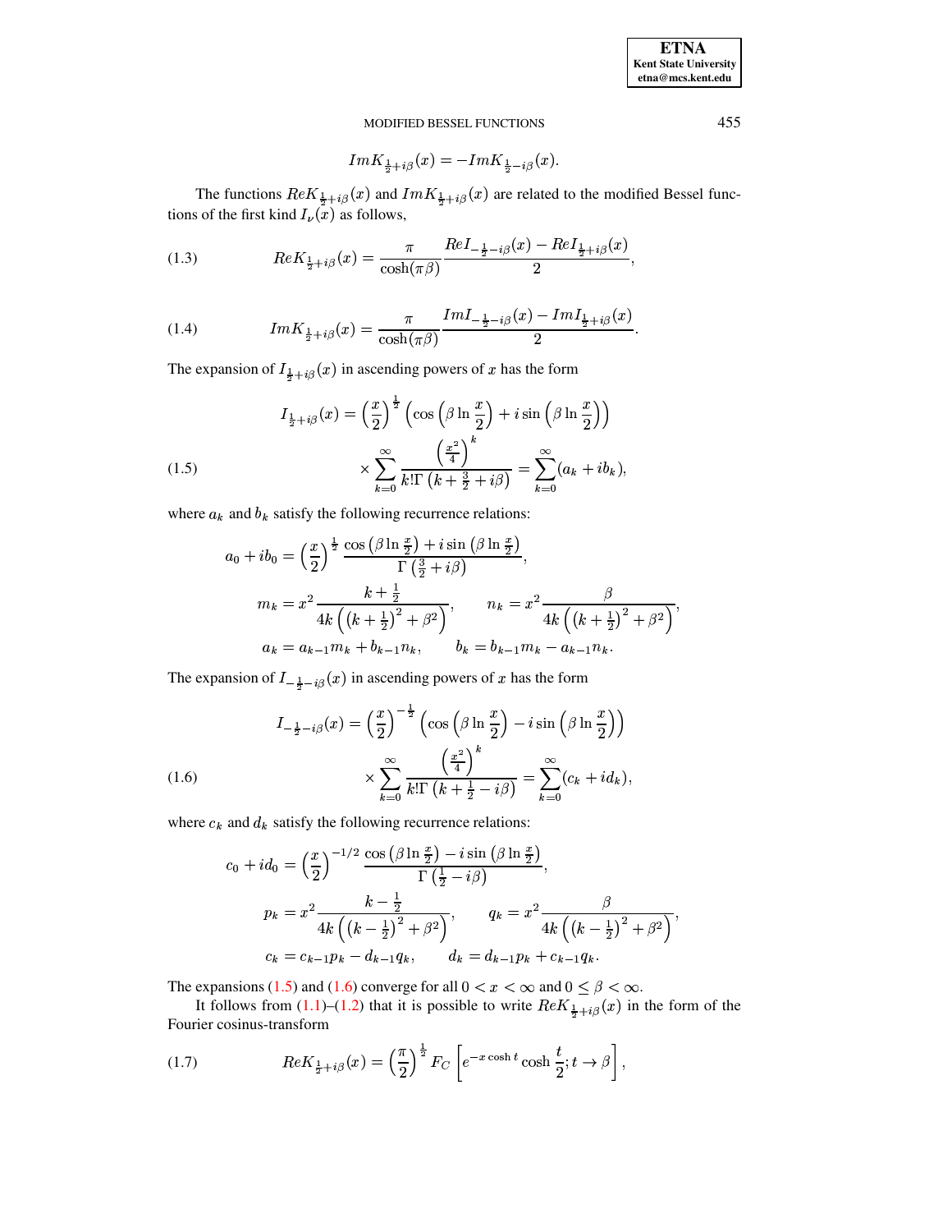$$ImK_{\frac{1}{2}+i\beta}(x) = -ImK_{\frac{1}{2}-i\beta}(x).$$

The functions $ReK_{\frac{1}{2}+i\beta}(x)$ and $ImK_{\frac{1}{2}+i\beta}(x)$ are related to the modified Bessel functions of the first kind $I_\nu(x)$ as follows,

$$ReK_{\frac{1}{2}+i\beta}(x) = \frac{\pi}{\cosh(\pi\beta)} \frac{ReI_{-\frac{1}{2}-i\beta}(x) - ReI_{\frac{1}{2}+i\beta}(x)}{2}, \tag{1.3}$$

$$ImK_{\frac{1}{2}+i\beta}(x) = \frac{\pi}{\cosh(\pi\beta)} \frac{ImI_{-\frac{1}{2}-i\beta}(x) - ImI_{\frac{1}{2}+i\beta}(x)}{2}. \tag{1.4}$$

The expansion of $I_{\frac{1}{2}+i\beta}(x)$ in ascending powers of $x$ has the form

$$\begin{aligned} I_{\frac{1}{2}+i\beta}(x) &= \left(\frac{x}{2}\right)^{\frac{1}{2}} \left(\cos\left(\beta \ln \frac{x}{2}\right) + i \sin\left(\beta \ln \frac{x}{2}\right)\right) \\ &\times \sum_{k=0}^{\infty} \frac{\left(\frac{x^2}{4}\right)^k}{k!\Gamma\left(k+\frac{3}{2}+i\beta\right)} = \sum_{k=0}^{\infty} (a_k + ib_k), \end{aligned} \tag{1.5}$$

where $a_k$ and $b_k$ satisfy the following recurrence relations:

$$\begin{aligned} a_0 + ib_0 &= \left(\frac{x}{2}\right)^{\frac{1}{2}} \frac{\cos\left(\beta \ln \frac{x}{2}\right) + i \sin\left(\beta \ln \frac{x}{2}\right)}{\Gamma\left(\frac{3}{2}+i\beta\right)}, \\ m_k &= x^2 \frac{k+\frac{1}{2}}{4k\left(\left(k+\frac{1}{2}\right)^2+\beta^2\right)}, \qquad n_k = x^2 \frac{\beta}{4k\left(\left(k+\frac{1}{2}\right)^2+\beta^2\right)}, \\ a_k &= a_{k-1}m_k + b_{k-1}n_k, \qquad b_k = b_{k-1}m_k - a_{k-1}n_k. \end{aligned}$$

The expansion of $I_{-\frac{1}{2}-i\beta}(x)$ in ascending powers of $x$ has the form

$$\begin{aligned} I_{-\frac{1}{2}-i\beta}(x) &= \left(\frac{x}{2}\right)^{-\frac{1}{2}} \left(\cos\left(\beta \ln \frac{x}{2}\right) - i \sin\left(\beta \ln \frac{x}{2}\right)\right) \\ &\times \sum_{k=0}^{\infty} \frac{\left(\frac{x^2}{4}\right)^k}{k!\Gamma\left(k+\frac{1}{2}-i\beta\right)} = \sum_{k=0}^{\infty} (c_k + id_k), \end{aligned} \tag{1.6}$$

where $c_k$ and $d_k$ satisfy the following recurrence relations:

$$\begin{aligned} c_0 + id_0 &= \left(\frac{x}{2}\right)^{-1/2} \frac{\cos\left(\beta \ln \frac{x}{2}\right) - i \sin\left(\beta \ln \frac{x}{2}\right)}{\Gamma\left(\frac{1}{2}-i\beta\right)}, \\ p_k &= x^2 \frac{k-\frac{1}{2}}{4k\left(\left(k-\frac{1}{2}\right)^2+\beta^2\right)}, \qquad q_k = x^2 \frac{\beta}{4k\left(\left(k-\frac{1}{2}\right)^2+\beta^2\right)}, \\ c_k &= c_{k-1}p_k - d_{k-1}q_k, \qquad d_k = d_{k-1}p_k + c_{k-1}q_k. \end{aligned}$$

The expansions (1.5) and (1.6) converge for all $0 < x < \infty$ and $0 \leq \beta < \infty$.

It follows from (1.1)–(1.2) that it is possible to write $ReK_{\frac{1}{2}+i\beta}(x)$ in the form of the Fourier cosinus-transform

$$ReK_{\frac{1}{2}+i\beta}(x) = \left(\frac{\pi}{2}\right)^{\frac{1}{2}} F_C\left[e^{-x\cosh t}\cosh\frac{t}{2}; t \to \beta\right], \tag{1.7}$$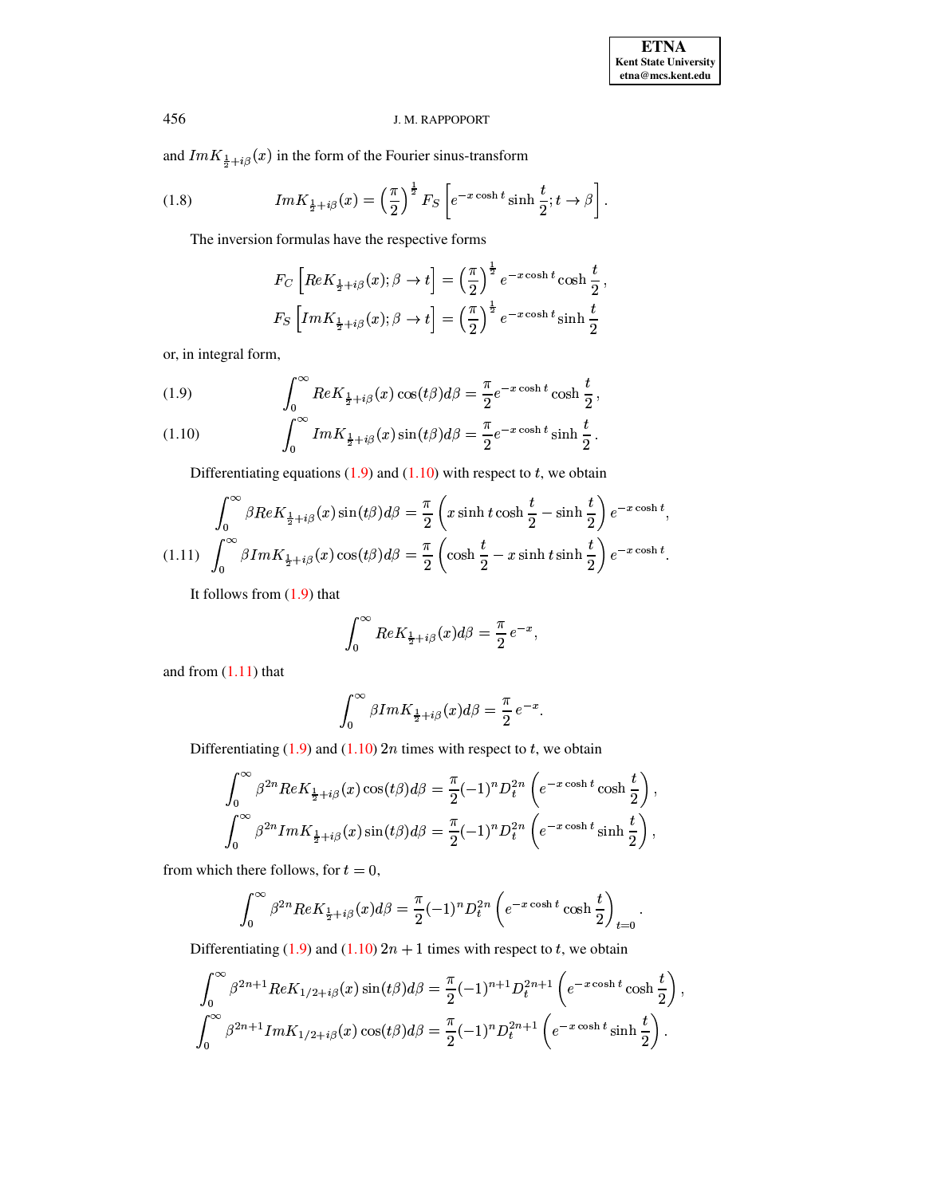and $ImK_{\frac{1}{2}+i\beta}(x)$ in the form of the Fourier sinus-transform

$$
ImK_{\frac{1}{2}+i\beta}(x) = \left(\frac{\pi}{2}\right)^{\frac{1}{2}} F_S\left[e^{-x\cosh t}\sinh\frac{t}{2}; t \to \beta\right]. \tag{1.8}
$$

The inversion formulas have the respective forms

$$
F_C\left[ReK_{\frac{1}{2}+i\beta}(x); \beta \to t\right] = \left(\frac{\pi}{2}\right)^{\frac{1}{2}} e^{-x\cosh t}\cosh\frac{t}{2},
$$

$$
F_S\left[ImK_{\frac{1}{2}+i\beta}(x); \beta \to t\right] = \left(\frac{\pi}{2}\right)^{\frac{1}{2}} e^{-x\cosh t}\sinh\frac{t}{2}
$$

or, in integral form,

$$
\int_0^\infty ReK_{\frac{1}{2}+i\beta}(x)\cos(t\beta)d\beta = \frac{\pi}{2}e^{-x\cosh t}\cosh\frac{t}{2}, \tag{1.9}
$$

$$
\int_0^\infty ImK_{\frac{1}{2}+i\beta}(x)\sin(t\beta)d\beta = \frac{\pi}{2}e^{-x\cosh t}\sinh\frac{t}{2}. \tag{1.10}
$$

Differentiating equations (1.9) and (1.10) with respect to $t$, we obtain

$$
\int_0^\infty \beta ReK_{\frac{1}{2}+i\beta}(x)\sin(t\beta)d\beta = \frac{\pi}{2}\left(x\sinh t\cosh\frac{t}{2} - \sinh\frac{t}{2}\right)e^{-x\cosh t},
$$

$$
\int_0^\infty \beta ImK_{\frac{1}{2}+i\beta}(x)\cos(t\beta)d\beta = \frac{\pi}{2}\left(\cosh\frac{t}{2} - x\sinh t\sinh\frac{t}{2}\right)e^{-x\cosh t}. \tag{1.11}
$$

It follows from (1.9) that

$$
\int_0^\infty ReK_{\frac{1}{2}+i\beta}(x)d\beta = \frac{\pi}{2}e^{-x},
$$

and from (1.11) that

$$
\int_0^\infty \beta ImK_{\frac{1}{2}+i\beta}(x)d\beta = \frac{\pi}{2}e^{-x}.
$$

Differentiating (1.9) and (1.10) $2n$ times with respect to $t$, we obtain

$$
\int_0^\infty \beta^{2n} ReK_{\frac{1}{2}+i\beta}(x)\cos(t\beta)d\beta = \frac{\pi}{2}(-1)^n D_t^{2n}\left(e^{-x\cosh t}\cosh\frac{t}{2}\right),
$$

$$
\int_0^\infty \beta^{2n} ImK_{\frac{1}{2}+i\beta}(x)\sin(t\beta)d\beta = \frac{\pi}{2}(-1)^n D_t^{2n}\left(e^{-x\cosh t}\sinh\frac{t}{2}\right),
$$

from which there follows, for $t = 0$,

$$
\int_0^\infty \beta^{2n} ReK_{\frac{1}{2}+i\beta}(x)d\beta = \frac{\pi}{2}(-1)^n D_t^{2n}\left(e^{-x\cosh t}\cosh\frac{t}{2}\right)_{t=0}.
$$

Differentiating (1.9) and (1.10) $2n+1$ times with respect to $t$, we obtain

$$
\int_0^\infty \beta^{2n+1} ReK_{1/2+i\beta}(x)\sin(t\beta)d\beta = \frac{\pi}{2}(-1)^{n+1} D_t^{2n+1}\left(e^{-x\cosh t}\cosh\frac{t}{2}\right),
$$

$$
\int_0^\infty \beta^{2n+1} ImK_{1/2+i\beta}(x)\cos(t\beta)d\beta = \frac{\pi}{2}(-1)^n D_t^{2n+1}\left(e^{-x\cosh t}\sinh\frac{t}{2}\right).
$$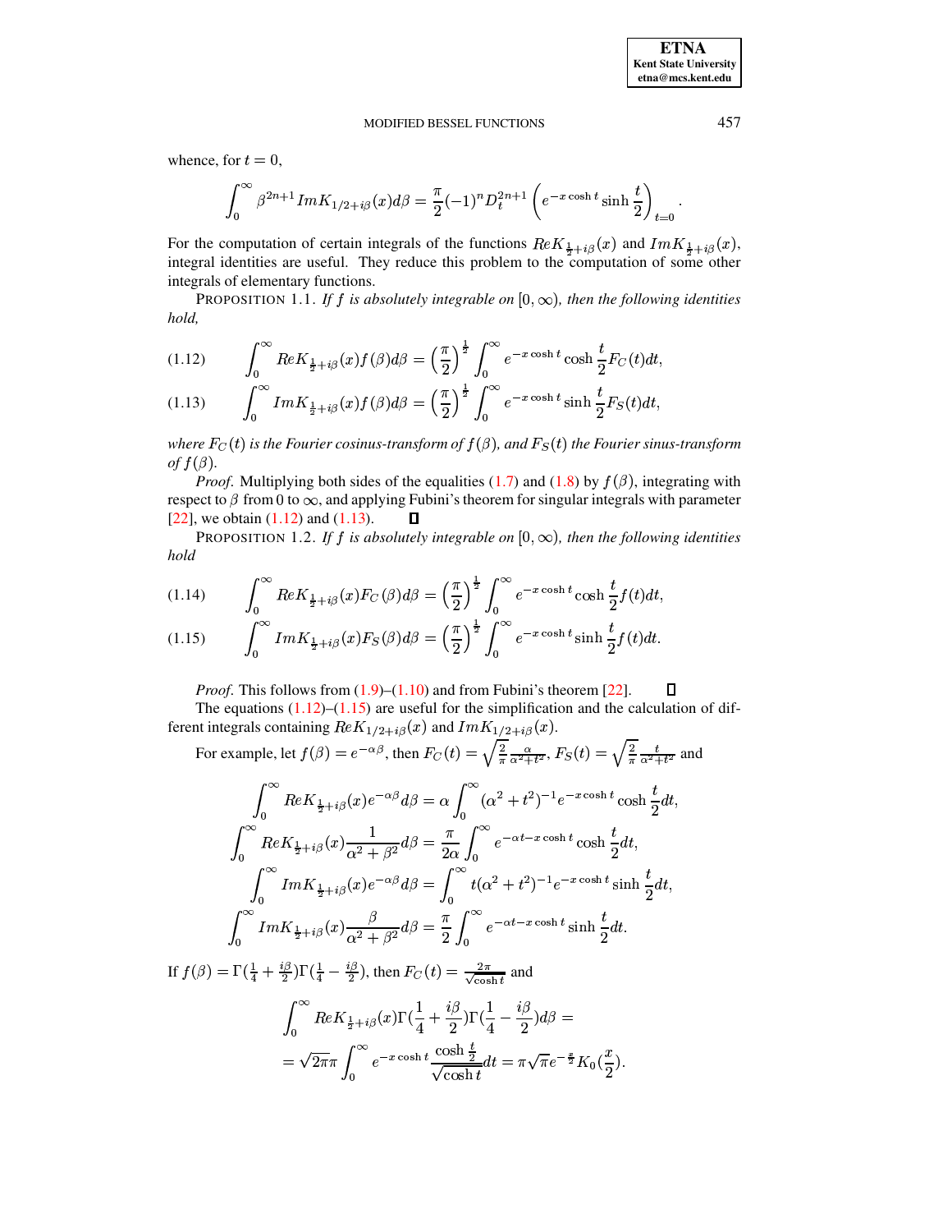whence, for $t = 0$,

$$\int_0^\infty \beta^{2n+1} Im K_{1/2+i\beta}(x) d\beta = \frac{\pi}{2}(-1)^n D_t^{2n+1}\left(e^{-x\cosh t}\sinh\frac{t}{2}\right)_{t=0}.$$

For the computation of certain integrals of the functions $Re K_{\frac{1}{2}+i\beta}(x)$ and $Im K_{\frac{1}{2}+i\beta}(x)$, integral identities are useful. They reduce this problem to the computation of some other integrals of elementary functions.

PROPOSITION 1.1. *If $f$ is absolutely integrable on $[0,\infty)$, then the following identities hold,*

$$\int_0^\infty Re K_{\frac{1}{2}+i\beta}(x) f(\beta) d\beta = \left(\frac{\pi}{2}\right)^{\frac{1}{2}} \int_0^\infty e^{-x\cosh t}\cosh\frac{t}{2} F_C(t) dt, \tag{1.12}$$

$$\int_0^\infty Im K_{\frac{1}{2}+i\beta}(x) f(\beta) d\beta = \left(\frac{\pi}{2}\right)^{\frac{1}{2}} \int_0^\infty e^{-x\cosh t}\sinh\frac{t}{2} F_S(t) dt, \tag{1.13}$$

*where $F_C(t)$ is the Fourier cosinus-transform of $f(\beta)$, and $F_S(t)$ the Fourier sinus-transform of $f(\beta)$.*

*Proof.* Multiplying both sides of the equalities (1.7) and (1.8) by $f(\beta)$, integrating with respect to $\beta$ from 0 to $\infty$, and applying Fubini's theorem for singular integrals with parameter [22], we obtain (1.12) and (1.13). ∎

PROPOSITION 1.2. *If $f$ is absolutely integrable on $[0,\infty)$, then the following identities hold*

$$\int_0^\infty Re K_{\frac{1}{2}+i\beta}(x) F_C(\beta) d\beta = \left(\frac{\pi}{2}\right)^{\frac{1}{2}} \int_0^\infty e^{-x\cosh t}\cosh\frac{t}{2} f(t) dt, \tag{1.14}$$

$$\int_0^\infty Im K_{\frac{1}{2}+i\beta}(x) F_S(\beta) d\beta = \left(\frac{\pi}{2}\right)^{\frac{1}{2}} \int_0^\infty e^{-x\cosh t}\sinh\frac{t}{2} f(t) dt. \tag{1.15}$$

*Proof.* This follows from (1.9)–(1.10) and from Fubini's theorem [22]. ∎

The equations (1.12)–(1.15) are useful for the simplification and the calculation of different integrals containing $Re K_{1/2+i\beta}(x)$ and $Im K_{1/2+i\beta}(x)$.

For example, let $f(\beta) = e^{-\alpha\beta}$, then $F_C(t) = \sqrt{\frac{2}{\pi}}\frac{\alpha}{\alpha^2+t^2}$, $F_S(t) = \sqrt{\frac{2}{\pi}}\frac{t}{\alpha^2+t^2}$ and

$$\int_0^\infty Re K_{\frac{1}{2}+i\beta}(x) e^{-\alpha\beta} d\beta = \alpha \int_0^\infty (\alpha^2+t^2)^{-1} e^{-x\cosh t}\cosh\frac{t}{2} dt,$$

$$\int_0^\infty Re K_{\frac{1}{2}+i\beta}(x) \frac{1}{\alpha^2+\beta^2} d\beta = \frac{\pi}{2\alpha}\int_0^\infty e^{-\alpha t - x\cosh t}\cosh\frac{t}{2} dt,$$

$$\int_0^\infty Im K_{\frac{1}{2}+i\beta}(x) e^{-\alpha\beta} d\beta = \int_0^\infty t(\alpha^2+t^2)^{-1} e^{-x\cosh t}\sinh\frac{t}{2} dt,$$

$$\int_0^\infty Im K_{\frac{1}{2}+i\beta}(x) \frac{\beta}{\alpha^2+\beta^2} d\beta = \frac{\pi}{2}\int_0^\infty e^{-\alpha t - x\cosh t}\sinh\frac{t}{2} dt.$$

If $f(\beta) = \Gamma(\frac{1}{4}+\frac{i\beta}{2})\Gamma(\frac{1}{4}-\frac{i\beta}{2})$, then $F_C(t) = \frac{2\pi}{\sqrt{\cosh t}}$ and

$$\int_0^\infty Re K_{\frac{1}{2}+i\beta}(x)\Gamma(\frac{1}{4}+\frac{i\beta}{2})\Gamma(\frac{1}{4}-\frac{i\beta}{2}) d\beta =$$

$$= \sqrt{2\pi}\pi\int_0^\infty e^{-x\cosh t}\frac{\cosh\frac{t}{2}}{\sqrt{\cosh t}} dt = \pi\sqrt{\pi} e^{-\frac{x}{2}} K_0(\frac{x}{2}).$$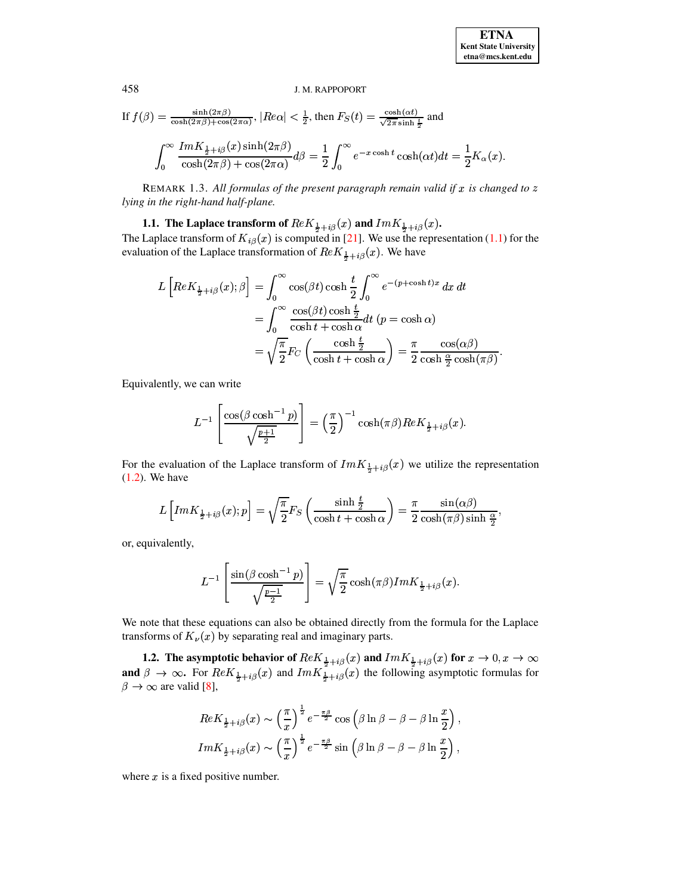If $f(\beta) = \frac{\sinh(2\pi\beta)}{\cosh(2\pi\beta)+\cos(2\pi\alpha)}$, $|Re\alpha| < \frac{1}{2}$, then $F_S(t) = \frac{\cosh(\alpha t)}{\sqrt{2\pi}\sinh\frac{t}{2}}$ and

$$\int_0^\infty \frac{ImK_{\frac{1}{2}+i\beta}(x)\sinh(2\pi\beta)}{\cosh(2\pi\beta)+\cos(2\pi\alpha)}d\beta = \frac{1}{2}\int_0^\infty e^{-x\cosh t}\cosh(\alpha t)dt = \frac{1}{2}K_\alpha(x).$$

REMARK 1.3. *All formulas of the present paragraph remain valid if $x$ is changed to $z$ lying in the right-hand half-plane.*

### 1.1. The Laplace transform of $ReK_{\frac{1}{2}+i\beta}(x)$ and $ImK_{\frac{1}{2}+i\beta}(x)$.

The Laplace transform of $K_{i\beta}(x)$ is computed in [21]. We use the representation (1.1) for the evaluation of the Laplace transformation of $ReK_{\frac{1}{2}+i\beta}(x)$. We have

$$\begin{aligned} L\left[ReK_{\frac{1}{2}+i\beta}(x);\beta\right] &= \int_0^\infty \cos(\beta t)\cosh\frac{t}{2}\int_0^\infty e^{-(p+\cosh t)x}\,dx\,dt \\ &= \int_0^\infty \frac{\cos(\beta t)\cosh\frac{t}{2}}{\cosh t+\cosh\alpha}dt \;(p=\cosh\alpha) \\ &= \sqrt{\frac{\pi}{2}}F_C\left(\frac{\cosh\frac{t}{2}}{\cosh t+\cosh\alpha}\right) = \frac{\pi}{2}\frac{\cos(\alpha\beta)}{\cosh\frac{\alpha}{2}\cosh(\pi\beta)}. \end{aligned}$$

Equivalently, we can write

$$L^{-1}\left[\frac{\cos(\beta\cosh^{-1}p)}{\sqrt{\frac{p+1}{2}}}\right] = \left(\frac{\pi}{2}\right)^{-1}\cosh(\pi\beta)ReK_{\frac{1}{2}+i\beta}(x).$$

For the evaluation of the Laplace transform of $ImK_{\frac{1}{2}+i\beta}(x)$ we utilize the representation (1.2). We have

$$L\left[ImK_{\frac{1}{2}+i\beta}(x);p\right] = \sqrt{\frac{\pi}{2}}F_S\left(\frac{\sinh\frac{t}{2}}{\cosh t+\cosh\alpha}\right) = \frac{\pi}{2}\frac{\sin(\alpha\beta)}{\cosh(\pi\beta)\sinh\frac{\alpha}{2}},$$

or, equivalently,

$$L^{-1}\left[\frac{\sin(\beta\cosh^{-1}p)}{\sqrt{\frac{p-1}{2}}}\right] = \sqrt{\frac{\pi}{2}}\cosh(\pi\beta)ImK_{\frac{1}{2}+i\beta}(x).$$

We note that these equations can also be obtained directly from the formula for the Laplace transforms of $K_\nu(x)$ by separating real and imaginary parts.

### 1.2. The asymptotic behavior of $ReK_{\frac{1}{2}+i\beta}(x)$ and $ImK_{\frac{1}{2}+i\beta}(x)$ for $x \to 0, x \to \infty$ and $\beta \to \infty$.

For $ReK_{\frac{1}{2}+i\beta}(x)$ and $ImK_{\frac{1}{2}+i\beta}(x)$ the following asymptotic formulas for $\beta \to \infty$ are valid [8],

$$\begin{aligned} ReK_{\frac{1}{2}+i\beta}(x) &\sim \left(\frac{\pi}{x}\right)^{\frac{1}{2}}e^{-\frac{\pi\beta}{2}}\cos\left(\beta\ln\beta-\beta-\beta\ln\frac{x}{2}\right), \\ ImK_{\frac{1}{2}+i\beta}(x) &\sim \left(\frac{\pi}{x}\right)^{\frac{1}{2}}e^{-\frac{\pi\beta}{2}}\sin\left(\beta\ln\beta-\beta-\beta\ln\frac{x}{2}\right), \end{aligned}$$

where $x$ is a fixed positive number.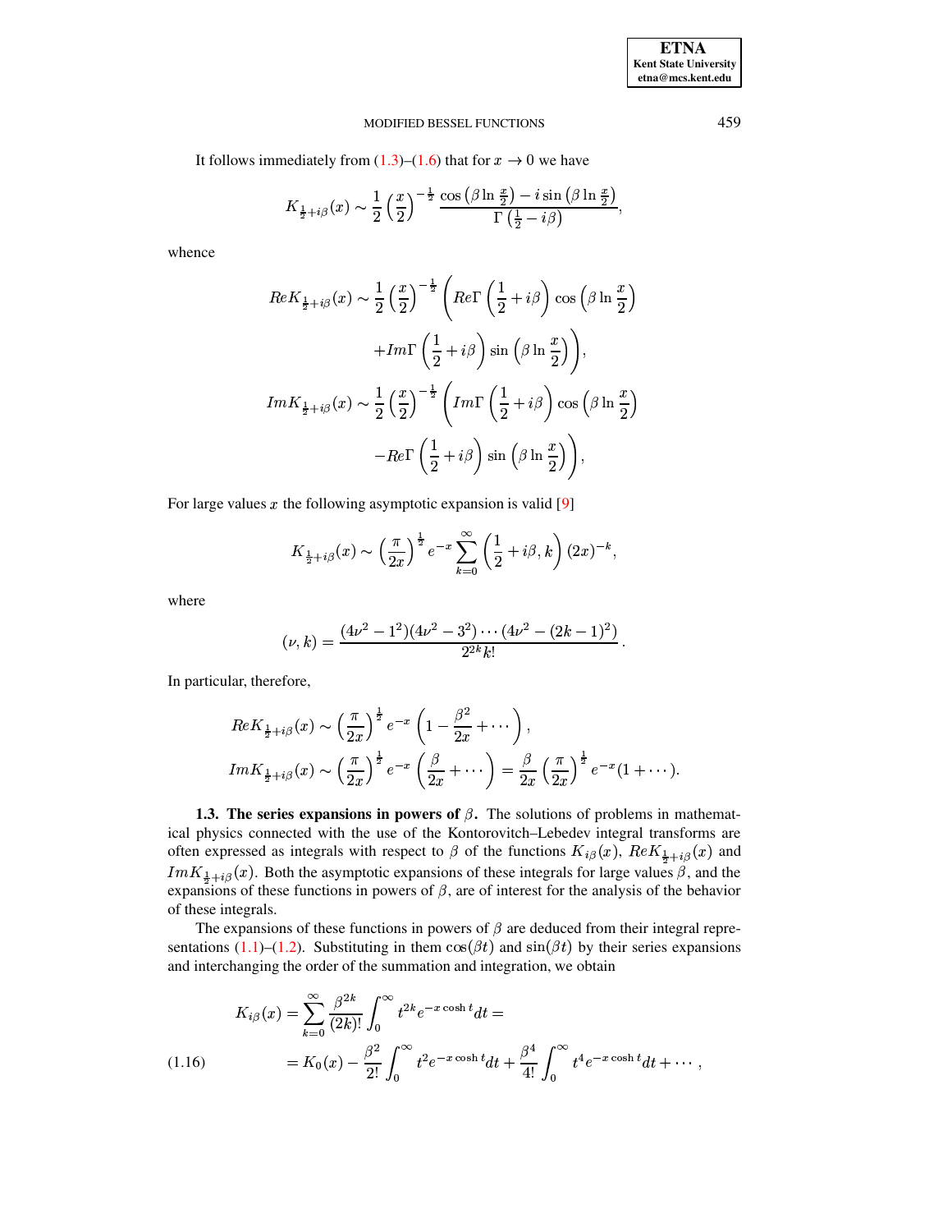It follows immediately from (1.3)–(1.6) that for $x \to 0$ we have

$$K_{\frac{1}{2}+i\beta}(x) \sim \frac{1}{2}\left(\frac{x}{2}\right)^{-\frac{1}{2}} \frac{\cos\left(\beta \ln \frac{x}{2}\right) - i \sin\left(\beta \ln \frac{x}{2}\right)}{\Gamma\left(\frac{1}{2}-i\beta\right)},$$

whence

$$ReK_{\frac{1}{2}+i\beta}(x) \sim \frac{1}{2}\left(\frac{x}{2}\right)^{-\frac{1}{2}}\left(Re\Gamma\left(\frac{1}{2}+i\beta\right)\cos\left(\beta\ln\frac{x}{2}\right)\right.$$
$$\left.+Im\Gamma\left(\frac{1}{2}+i\beta\right)\sin\left(\beta\ln\frac{x}{2}\right)\right),$$

$$ImK_{\frac{1}{2}+i\beta}(x) \sim \frac{1}{2}\left(\frac{x}{2}\right)^{-\frac{1}{2}}\left(Im\Gamma\left(\frac{1}{2}+i\beta\right)\cos\left(\beta\ln\frac{x}{2}\right)\right.$$
$$\left.-Re\Gamma\left(\frac{1}{2}+i\beta\right)\sin\left(\beta\ln\frac{x}{2}\right)\right),$$

For large values $x$ the following asymptotic expansion is valid [9]

$$K_{\frac{1}{2}+i\beta}(x) \sim \left(\frac{\pi}{2x}\right)^{\frac{1}{2}} e^{-x} \sum_{k=0}^{\infty}\left(\frac{1}{2}+i\beta, k\right)(2x)^{-k},$$

where

$$(\nu, k) = \frac{(4\nu^2-1^2)(4\nu^2-3^2)\cdots(4\nu^2-(2k-1)^2)}{2^{2k}k!}.$$

In particular, therefore,

$$ReK_{\frac{1}{2}+i\beta}(x) \sim \left(\frac{\pi}{2x}\right)^{\frac{1}{2}} e^{-x}\left(1-\frac{\beta^2}{2x}+\cdots\right),$$

$$ImK_{\frac{1}{2}+i\beta}(x) \sim \left(\frac{\pi}{2x}\right)^{\frac{1}{2}} e^{-x}\left(\frac{\beta}{2x}+\cdots\right) = \frac{\beta}{2x}\left(\frac{\pi}{2x}\right)^{\frac{1}{2}} e^{-x}(1+\cdots).$$

**1.3. The series expansions in powers of $\beta$.** The solutions of problems in mathematical physics connected with the use of the Kontorovitch–Lebedev integral transforms are often expressed as integrals with respect to $\beta$ of the functions $K_{i\beta}(x)$, $ReK_{\frac{1}{2}+i\beta}(x)$ and $ImK_{\frac{1}{2}+i\beta}(x)$. Both the asymptotic expansions of these integrals for large values $\beta$, and the expansions of these functions in powers of $\beta$, are of interest for the analysis of the behavior of these integrals.

The expansions of these functions in powers of $\beta$ are deduced from their integral representations (1.1)–(1.2). Substituting in them $\cos(\beta t)$ and $\sin(\beta t)$ by their series expansions and interchanging the order of the summation and integration, we obtain

$$K_{i\beta}(x) = \sum_{k=0}^{\infty}\frac{\beta^{2k}}{(2k)!}\int_0^{\infty} t^{2k} e^{-x\cosh t} dt =$$

$$= K_0(x) - \frac{\beta^2}{2!}\int_0^{\infty} t^2 e^{-x\cosh t}dt + \frac{\beta^4}{4!}\int_0^{\infty} t^4 e^{-x\cosh t}dt + \cdots, \tag{1.16}$$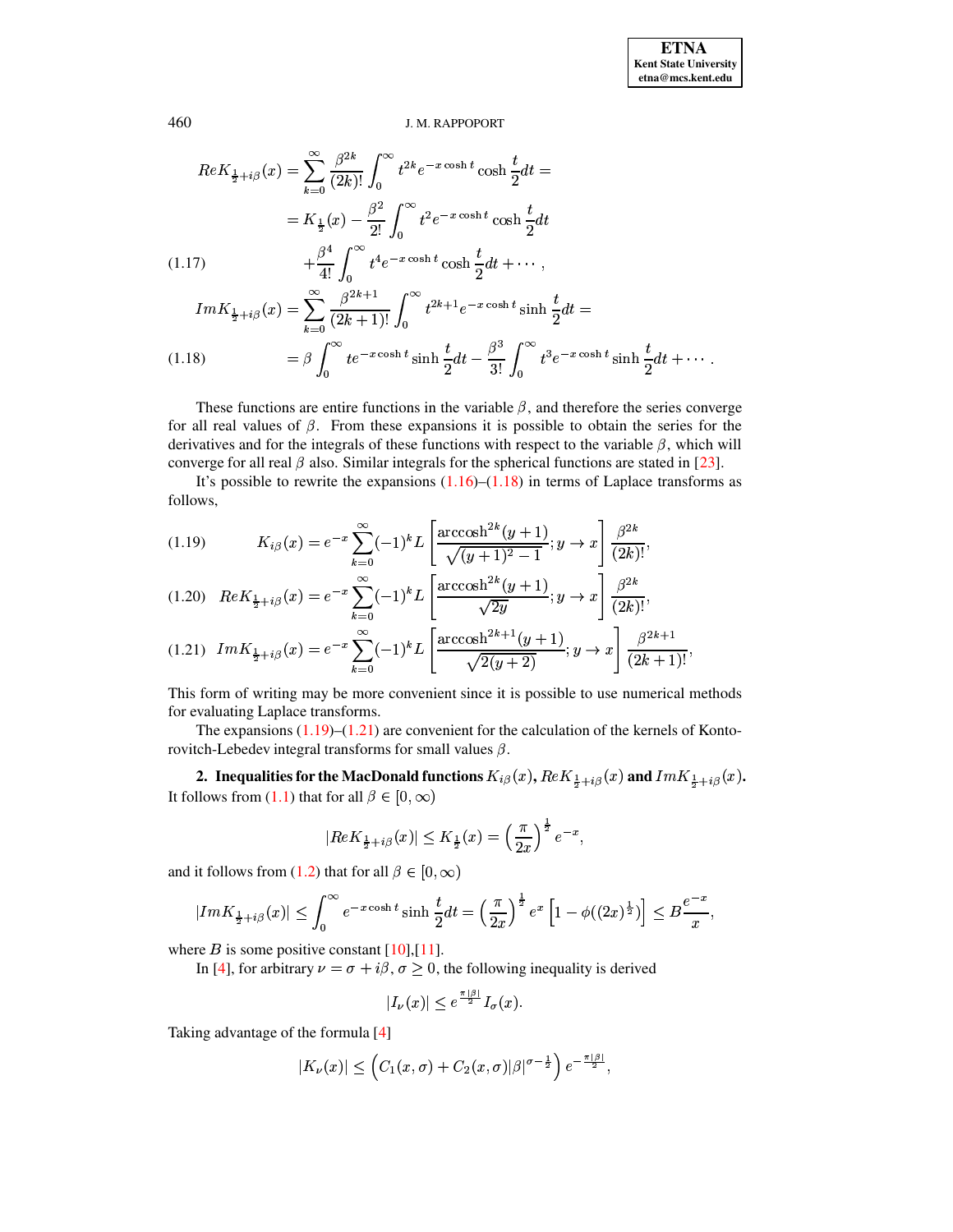$$
ReK_{\frac{1}{2}+i\beta}(x) = \sum_{k=0}^{\infty} \frac{\beta^{2k}}{(2k)!} \int_0^\infty t^{2k} e^{-x\cosh t} \cosh \frac{t}{2} dt =
$$

$$
= K_{\frac{1}{2}}(x) - \frac{\beta^2}{2!} \int_0^\infty t^2 e^{-x\cosh t} \cosh \frac{t}{2} dt
$$

$$
+ \frac{\beta^4}{4!} \int_0^\infty t^4 e^{-x\cosh t} \cosh \frac{t}{2} dt + \cdots , \tag{1.17}
$$

$$
ImK_{\frac{1}{2}+i\beta}(x) = \sum_{k=0}^{\infty} \frac{\beta^{2k+1}}{(2k+1)!} \int_0^\infty t^{2k+1} e^{-x\cosh t} \sinh \frac{t}{2} dt =
$$

$$
= \beta \int_0^\infty t e^{-x\cosh t} \sinh \frac{t}{2} dt - \frac{\beta^3}{3!} \int_0^\infty t^3 e^{-x\cosh t} \sinh \frac{t}{2} dt + \cdots . \tag{1.18}
$$

These functions are entire functions in the variable $\beta$, and therefore the series converge for all real values of $\beta$. From these expansions it is possible to obtain the series for the derivatives and for the integrals of these functions with respect to the variable $\beta$, which will converge for all real $\beta$ also. Similar integrals for the spherical functions are stated in [23].

It's possible to rewrite the expansions (1.16)–(1.18) in terms of Laplace transforms as follows,

$$
K_{i\beta}(x) = e^{-x} \sum_{k=0}^{\infty} (-1)^k L\left[ \frac{\operatorname{arccosh}^{2k}(y+1)}{\sqrt{(y+1)^2-1}}; y \to x \right] \frac{\beta^{2k}}{(2k)!}, \tag{1.19}
$$

$$
ReK_{\frac{1}{2}+i\beta}(x) = e^{-x} \sum_{k=0}^{\infty} (-1)^k L\left[ \frac{\operatorname{arccosh}^{2k}(y+1)}{\sqrt{2y}}; y \to x \right] \frac{\beta^{2k}}{(2k)!}, \tag{1.20}
$$

$$
ImK_{\frac{1}{2}+i\beta}(x) = e^{-x} \sum_{k=0}^{\infty} (-1)^k L\left[ \frac{\operatorname{arccosh}^{2k+1}(y+1)}{\sqrt{2(y+2)}}; y \to x \right] \frac{\beta^{2k+1}}{(2k+1)!}, \tag{1.21}
$$

This form of writing may be more convenient since it is possible to use numerical methods for evaluating Laplace transforms.

The expansions (1.19)–(1.21) are convenient for the calculation of the kernels of Kontorovitch-Lebedev integral transforms for small values $\beta$.

**2. Inequalities for the MacDonald functions $K_{i\beta}(x)$, $ReK_{\frac{1}{2}+i\beta}(x)$ and $ImK_{\frac{1}{2}+i\beta}(x)$.** It follows from (1.1) that for all $\beta \in [0, \infty)$

$$
|ReK_{\frac{1}{2}+i\beta}(x)| \leq K_{\frac{1}{2}}(x) = \left(\frac{\pi}{2x}\right)^{\frac{1}{2}} e^{-x},
$$

and it follows from (1.2) that for all $\beta \in [0, \infty)$

$$
|ImK_{\frac{1}{2}+i\beta}(x)| \leq \int_0^\infty e^{-x\cosh t} \sinh \frac{t}{2} dt = \left(\frac{\pi}{2x}\right)^{\frac{1}{2}} e^{x} \left[1 - \phi((2x)^{\frac{1}{2}})\right] \leq B \frac{e^{-x}}{x},
$$

where $B$ is some positive constant [10],[11].

In [4], for arbitrary $\nu = \sigma + i\beta$, $\sigma \geq 0$, the following inequality is derived

$$
|I_\nu(x)| \leq e^{\frac{\pi|\beta|}{2}} I_\sigma(x).
$$

Taking advantage of the formula [4]

$$
|K_\nu(x)| \leq \left( C_1(x,\sigma) + C_2(x,\sigma)|\beta|^{\sigma - \frac{1}{2}} \right) e^{-\frac{\pi|\beta|}{2}},
$$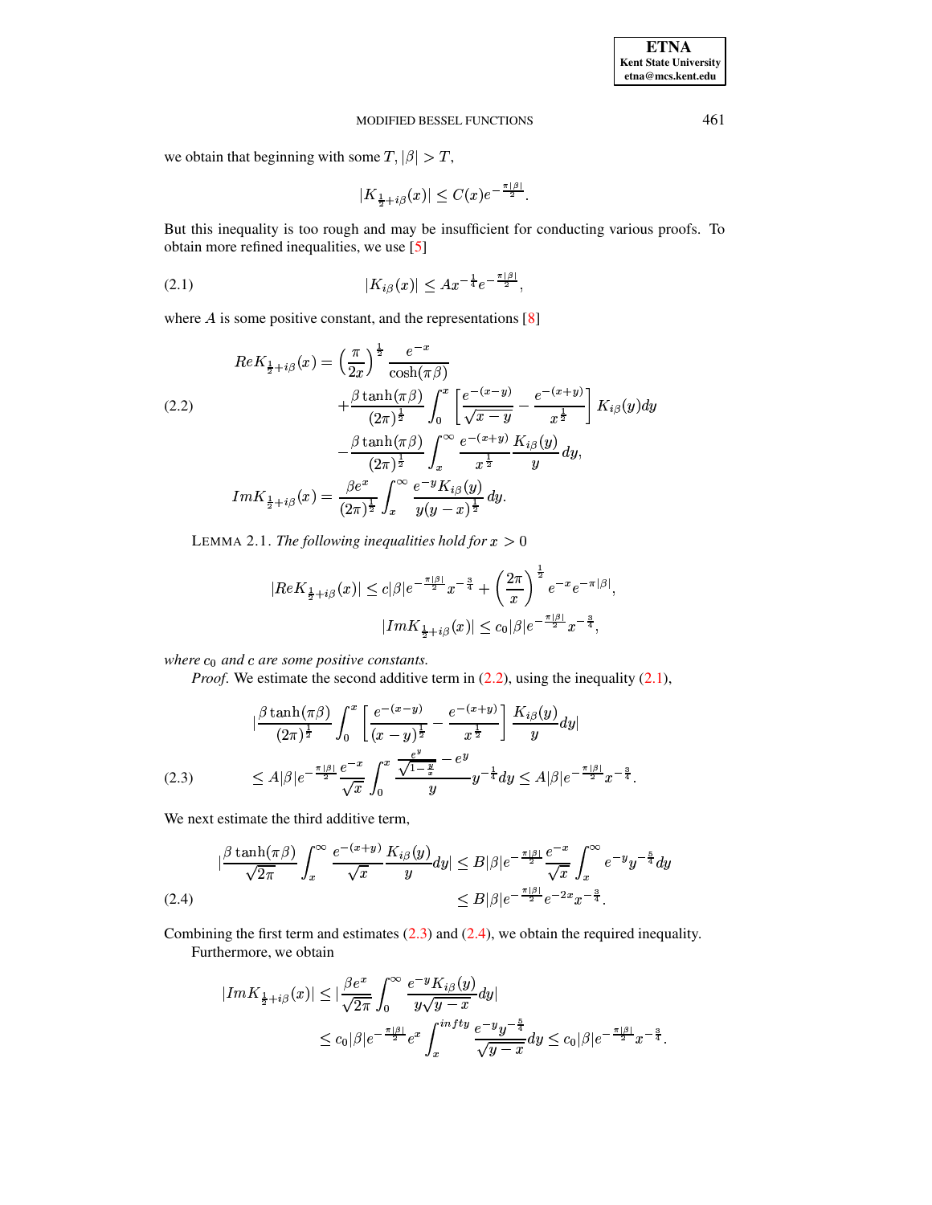we obtain that beginning with some $T, |\beta| > T$,

$$|K_{\frac{1}{2}+i\beta}(x)| \le C(x) e^{-\frac{\pi|\beta|}{2}}.$$

But this inequality is too rough and may be insufficient for conducting various proofs. To obtain more refined inequalities, we use [5]

$$|K_{i\beta}(x)| \le A x^{-\frac{1}{4}} e^{-\frac{\pi|\beta|}{2}}, \tag{2.1}$$

where $A$ is some positive constant, and the representations [8]

$$\begin{aligned}
ReK_{\frac{1}{2}+i\beta}(x) &= \left(\frac{\pi}{2x}\right)^{\frac{1}{2}} \frac{e^{-x}}{\cosh(\pi\beta)} \\
&\quad + \frac{\beta \tanh(\pi\beta)}{(2\pi)^{\frac{1}{2}}} \int_0^x \left[\frac{e^{-(x-y)}}{\sqrt{x-y}} - \frac{e^{-(x+y)}}{x^{\frac{1}{2}}}\right] K_{i\beta}(y) dy \\
&\quad - \frac{\beta \tanh(\pi\beta)}{(2\pi)^{\frac{1}{2}}} \int_x^\infty \frac{e^{-(x+y)}}{x^{\frac{1}{2}}} \frac{K_{i\beta}(y)}{y} dy, \\
ImK_{\frac{1}{2}+i\beta}(x) &= \frac{\beta e^x}{(2\pi)^{\frac{1}{2}}} \int_x^\infty \frac{e^{-y} K_{i\beta}(y)}{y(y-x)^{\frac{1}{2}}} dy.
\end{aligned} \tag{2.2}$$

LEMMA 2.1. *The following inequalities hold for $x > 0$*

$$|ReK_{\frac{1}{2}+i\beta}(x)| \le c|\beta| e^{-\frac{\pi|\beta|}{2}} x^{-\frac{3}{4}} + \left(\frac{2\pi}{x}\right)^{\frac{1}{2}} e^{-x} e^{-\pi|\beta|},$$
$$|ImK_{\frac{1}{2}+i\beta}(x)| \le c_0 |\beta| e^{-\frac{\pi|\beta|}{2}} x^{-\frac{3}{4}},$$

*where $c_0$ and $c$ are some positive constants.*

*Proof.* We estimate the second additive term in (2.2), using the inequality (2.1),

$$\begin{aligned}
&\left|\frac{\beta \tanh(\pi\beta)}{(2\pi)^{\frac{1}{2}}} \int_0^x \left[\frac{e^{-(x-y)}}{(x-y)^{\frac{1}{2}}} - \frac{e^{-(x+y)}}{x^{\frac{1}{2}}}\right] \frac{K_{i\beta}(y)}{y} dy\right| \\
&\le A|\beta| e^{-\frac{\pi|\beta|}{2}} \frac{e^{-x}}{\sqrt{x}} \int_0^x \frac{\frac{e^y}{\sqrt{1-\frac{y}{x}}} - e^y}{y} y^{-\frac{1}{4}} dy \le A|\beta| e^{-\frac{\pi|\beta|}{2}} x^{-\frac{3}{4}}.
\end{aligned} \tag{2.3}$$

We next estimate the third additive term,

$$\begin{aligned}
\left|\frac{\beta \tanh(\pi\beta)}{\sqrt{2\pi}} \int_x^\infty \frac{e^{-(x+y)}}{\sqrt{x}} \frac{K_{i\beta}(y)}{y} dy\right| &\le B|\beta| e^{-\frac{\pi|\beta|}{2}} \frac{e^{-x}}{\sqrt{x}} \int_x^\infty e^{-y} y^{-\frac{5}{4}} dy \\
&\le B|\beta| e^{-\frac{\pi|\beta|}{2}} e^{-2x} x^{-\frac{3}{4}}.
\end{aligned} \tag{2.4}$$

Combining the first term and estimates (2.3) and (2.4), we obtain the required inequality.

Furthermore, we obtain

$$\begin{aligned}
|ImK_{\frac{1}{2}+i\beta}(x)| &\le \left|\frac{\beta e^x}{\sqrt{2\pi}} \int_0^\infty \frac{e^{-y} K_{i\beta}(y)}{y\sqrt{y-x}} dy\right| \\
&\le c_0 |\beta| e^{-\frac{\pi|\beta|}{2}} e^x \int_x^{infty} \frac{e^{-y} y^{-\frac{5}{4}}}{\sqrt{y-x}} dy \le c_0 |\beta| e^{-\frac{\pi|\beta|}{2}} x^{-\frac{3}{4}}.
\end{aligned}$$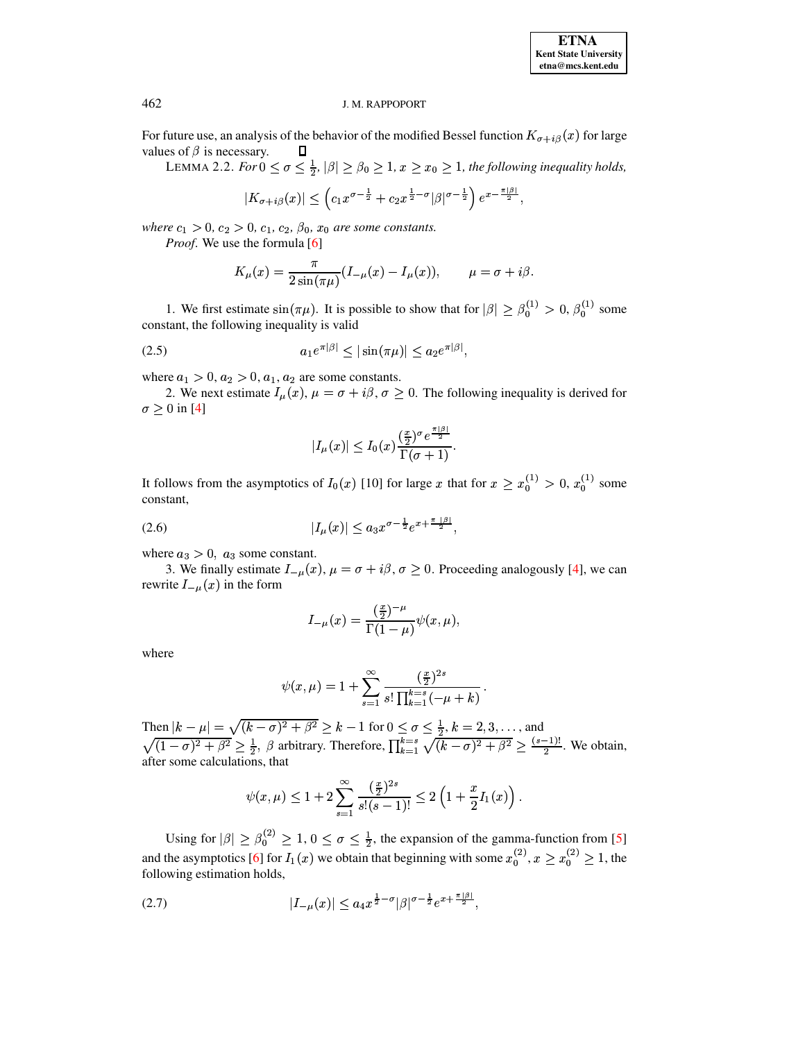For future use, an analysis of the behavior of the modified Bessel function $K_{\sigma+i\beta}(x)$ for large values of $\beta$ is necessary. $\square$

LEMMA 2.2. *For $0 \leq \sigma \leq \frac{1}{2}$, $|\beta| \geq \beta_0 \geq 1$, $x \geq x_0 \geq 1$, the following inequality holds,*

$$|K_{\sigma+i\beta}(x)| \leq \left(c_1 x^{\sigma-\frac{1}{2}} + c_2 x^{\frac{1}{2}-\sigma}|\beta|^{\sigma-\frac{1}{2}}\right) e^{x-\frac{\pi|\beta|}{2}},$$

*where $c_1 > 0$, $c_2 > 0$, $c_1$, $c_2$, $\beta_0$, $x_0$ are some constants.*

*Proof*. We use the formula [6]

$$K_\mu(x) = \frac{\pi}{2\sin(\pi\mu)}(I_{-\mu}(x) - I_\mu(x)), \qquad \mu = \sigma + i\beta.$$

1. We first estimate $\sin(\pi\mu)$. It is possible to show that for $|\beta| \geq \beta_0^{(1)} > 0$, $\beta_0^{(1)}$ some constant, the following inequality is valid

$$a_1 e^{\pi|\beta|} \leq |\sin(\pi\mu)| \leq a_2 e^{\pi|\beta|}, \tag{2.5}$$

where $a_1 > 0$, $a_2 > 0$, $a_1$, $a_2$ are some constants.

2. We next estimate $I_\mu(x)$, $\mu = \sigma + i\beta$, $\sigma \geq 0$. The following inequality is derived for $\sigma \geq 0$ in [4]

$$|I_\mu(x)| \leq I_0(x)\frac{(\frac{x}{2})^\sigma e^{\frac{\pi|\beta|}{2}}}{\Gamma(\sigma+1)}.$$

It follows from the asymptotics of $I_0(x)$ [10] for large $x$ that for $x \geq x_0^{(1)} > 0$, $x_0^{(1)}$ some constant,

$$|I_\mu(x)| \leq a_3 x^{\sigma-\frac{1}{2}} e^{x+\frac{\pi|\beta|}{2}}, \tag{2.6}$$

where $a_3 > 0$, $a_3$ some constant.

3. We finally estimate $I_{-\mu}(x)$, $\mu = \sigma + i\beta$, $\sigma \geq 0$. Proceeding analogously [4], we can rewrite $I_{-\mu}(x)$ in the form

$$I_{-\mu}(x) = \frac{(\frac{x}{2})^{-\mu}}{\Gamma(1-\mu)}\psi(x,\mu),$$

where

$$\psi(x,\mu) = 1 + \sum_{s=1}^{\infty} \frac{(\frac{x}{2})^{2s}}{s!\prod_{k=1}^{k=s}(-\mu+k)}.$$

Then $|k-\mu| = \sqrt{(k-\sigma)^2+\beta^2} \geq k-1$ for $0 \leq \sigma \leq \frac{1}{2}$, $k = 2, 3, \ldots$, and $\sqrt{(1-\sigma)^2+\beta^2} \geq \frac{1}{2}$, $\beta$ arbitrary. Therefore, $\prod_{k=1}^{k=s}\sqrt{(k-\sigma)^2+\beta^2} \geq \frac{(s-1)!}{2}$. We obtain, after some calculations, that

$$\psi(x,\mu) \leq 1 + 2\sum_{s=1}^{\infty}\frac{(\frac{x}{2})^{2s}}{s!(s-1)!} \leq 2\left(1 + \frac{x}{2}I_1(x)\right).$$

Using for $|\beta| \geq \beta_0^{(2)} \geq 1$, $0 \leq \sigma \leq \frac{1}{2}$, the expansion of the gamma-function from [5] and the asymptotics [6] for $I_1(x)$ we obtain that beginning with some $x_0^{(2)}$, $x \geq x_0^{(2)} \geq 1$, the following estimation holds,

$$|I_{-\mu}(x)| \leq a_4 x^{\frac{1}{2}-\sigma}|\beta|^{\sigma-\frac{1}{2}} e^{x+\frac{\pi|\beta|}{2}}, \tag{2.7}$$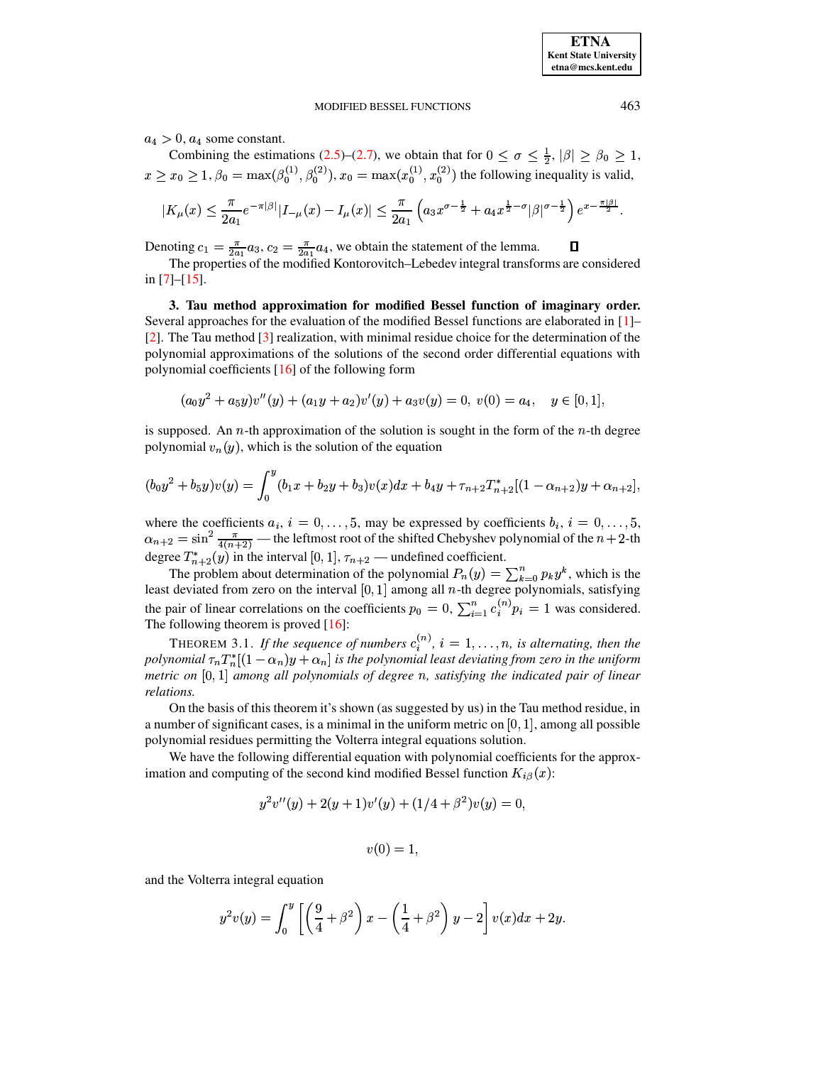$a_4 > 0$, $a_4$ some constant.

Combining the estimations (2.5)–(2.7), we obtain that for $0 \leq \sigma \leq \frac{1}{2}$, $|\beta| \geq \beta_0 \geq 1$, $x \geq x_0 \geq 1$, $\beta_0 = \max(\beta_0^{(1)}, \beta_0^{(2)})$, $x_0 = \max(x_0^{(1)}, x_0^{(2)})$ the following inequality is valid,

$$|K_\mu(x) \leq \frac{\pi}{2a_1} e^{-\pi|\beta|} |I_{-\mu}(x) - I_\mu(x)| \leq \frac{\pi}{2a_1} \left( a_3 x^{\sigma - \frac{1}{2}} + a_4 x^{\frac{1}{2} - \sigma} |\beta|^{\sigma - \frac{1}{2}} \right) e^{x - \frac{\pi|\beta|}{2}}.$$

Denoting $c_1 = \frac{\pi}{2a_1} a_3$, $c_2 = \frac{\pi}{2a_1} a_4$, we obtain the statement of the lemma. ∎

The properties of the modified Kontorovitch–Lebedev integral transforms are considered in [7]–[15].

**3. Tau method approximation for modified Bessel function of imaginary order.** Several approaches for the evaluation of the modified Bessel functions are elaborated in [1]–[2]. The Tau method [3] realization, with minimal residue choice for the determination of the polynomial approximations of the solutions of the second order differential equations with polynomial coefficients [16] of the following form

$$(a_0 y^2 + a_5 y) v''(y) + (a_1 y + a_2) v'(y) + a_3 v(y) = 0, \; v(0) = a_4, \quad y \in [0, 1],$$

is supposed. An $n$-th approximation of the solution is sought in the form of the $n$-th degree polynomial $v_n(y)$, which is the solution of the equation

$$(b_0 y^2 + b_5 y) v(y) = \int_0^y (b_1 x + b_2 y + b_3) v(x) dx + b_4 y + \tau_{n+2} T^*_{n+2}[(1 - \alpha_{n+2}) y + \alpha_{n+2}],$$

where the coefficients $a_i$, $i = 0, \ldots, 5$, may be expressed by coefficients $b_i$, $i = 0, \ldots, 5$, $\alpha_{n+2} = \sin^2 \frac{\pi}{4(n+2)}$ — the leftmost root of the shifted Chebyshev polynomial of the $n+2$-th degree $T^*_{n+2}(y)$ in the interval $[0, 1]$, $\tau_{n+2}$ — undefined coefficient.

The problem about determination of the polynomial $P_n(y) = \sum_{k=0}^n p_k y^k$, which is the least deviated from zero on the interval $[0, 1]$ among all $n$-th degree polynomials, satisfying the pair of linear correlations on the coefficients $p_0 = 0$, $\sum_{i=1}^n c_i^{(n)} p_i = 1$ was considered. The following theorem is proved [16]:

THEOREM 3.1. *If the sequence of numbers $c_i^{(n)}$, $i = 1, \ldots, n$, is alternating, then the polynomial $\tau_n T^*_n[(1 - \alpha_n) y + \alpha_n]$ is the polynomial least deviating from zero in the uniform metric on $[0, 1]$ among all polynomials of degree $n$, satisfying the indicated pair of linear relations.*

On the basis of this theorem it's shown (as suggested by us) in the Tau method residue, in a number of significant cases, is a minimal in the uniform metric on $[0, 1]$, among all possible polynomial residues permitting the Volterra integral equations solution.

We have the following differential equation with polynomial coefficients for the approximation and computing of the second kind modified Bessel function $K_{i\beta}(x)$:

$$y^2 v''(y) + 2(y + 1) v'(y) + (1/4 + \beta^2) v(y) = 0,$$

$$v(0) = 1,$$

and the Volterra integral equation

$$y^2 v(y) = \int_0^y \left[ \left( \frac{9}{4} + \beta^2 \right) x - \left( \frac{1}{4} + \beta^2 \right) y - 2 \right] v(x) dx + 2y.$$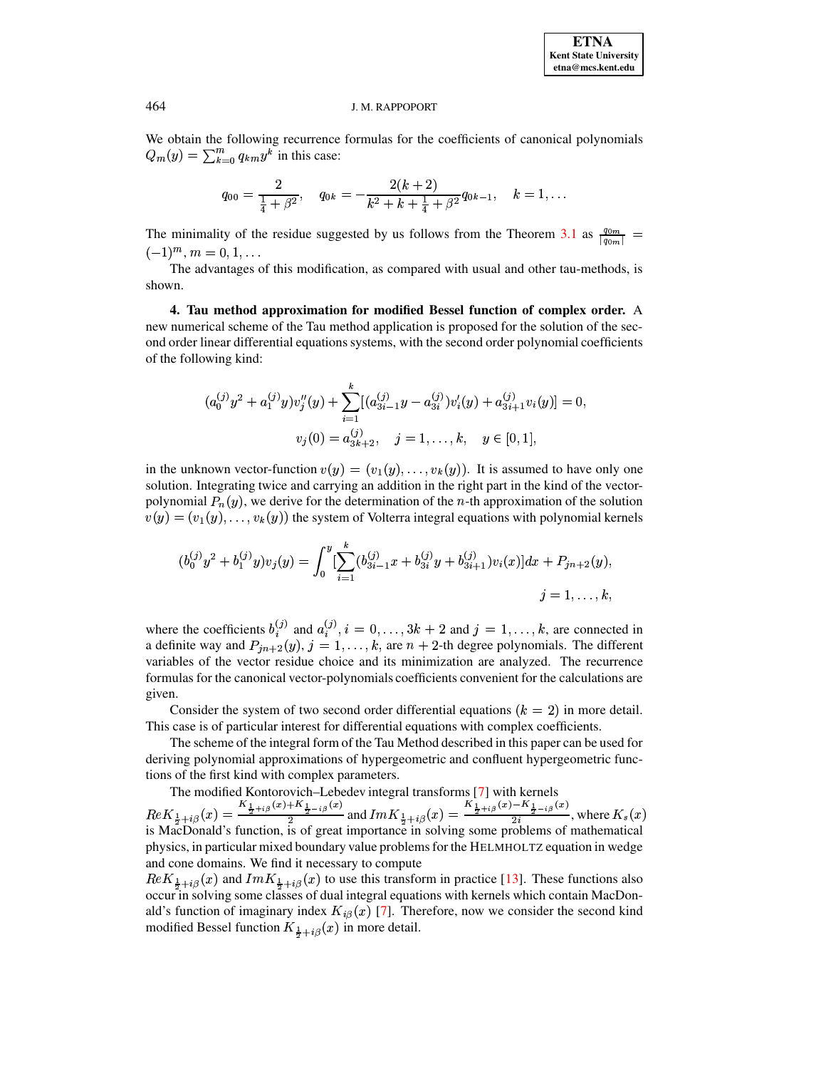We obtain the following recurrence formulas for the coefficients of canonical polynomials $Q_m(y) = \sum_{k=0}^{m} q_{km} y^k$ in this case:

$$q_{00} = \frac{2}{\frac{1}{4} + \beta^2}, \quad q_{0k} = -\frac{2(k+2)}{k^2 + k + \frac{1}{4} + \beta^2} q_{0k-1}, \quad k = 1, \ldots$$

The minimality of the residue suggested by us follows from the Theorem 3.1 as $\frac{q_{0m}}{|q_{0m}|} = (-1)^m, m = 0, 1, \ldots$

The advantages of this modification, as compared with usual and other tau-methods, is shown.

**4. Tau method approximation for modified Bessel function of complex order.** A new numerical scheme of the Tau method application is proposed for the solution of the second order linear differential equations systems, with the second order polynomial coefficients of the following kind:

$$(a_0^{(j)} y^2 + a_1^{(j)} y) v_j''(y) + \sum_{i=1}^{k} [(a_{3i-1}^{(j)} y - a_{3i}^{(j)}) v_i'(y) + a_{3i+1}^{(j)} v_i(y)] = 0,$$
$$v_j(0) = a_{3k+2}^{(j)}, \quad j = 1, \ldots, k, \quad y \in [0, 1],$$

in the unknown vector-function $v(y) = (v_1(y), \ldots, v_k(y))$. It is assumed to have only one solution. Integrating twice and carrying an addition in the right part in the kind of the vector-polynomial $P_n(y)$, we derive for the determination of the $n$-th approximation of the solution $v(y) = (v_1(y), \ldots, v_k(y))$ the system of Volterra integral equations with polynomial kernels

$$(b_0^{(j)} y^2 + b_1^{(j)} y) v_j(y) = \int_0^y [\sum_{i=1}^{k} (b_{3i-1}^{(j)} x + b_{3i}^{(j)} y + b_{3i+1}^{(j)}) v_i(x)] dx + P_{jn+2}(y),$$
$$j = 1, \ldots, k,$$

where the coefficients $b_i^{(j)}$ and $a_i^{(j)}, i = 0, \ldots, 3k+2$ and $j = 1, \ldots, k$, are connected in a definite way and $P_{jn+2}(y), j = 1, \ldots, k$, are $n+2$-th degree polynomials. The different variables of the vector residue choice and its minimization are analyzed. The recurrence formulas for the canonical vector-polynomials coefficients convenient for the calculations are given.

Consider the system of two second order differential equations ($k = 2$) in more detail. This case is of particular interest for differential equations with complex coefficients.

The scheme of the integral form of the Tau Method described in this paper can be used for deriving polynomial approximations of hypergeometric and confluent hypergeometric functions of the first kind with complex parameters.

The modified Kontorovich–Lebedev integral transforms [7] with kernels $ReK_{\frac{1}{2}+i\beta}(x) = \frac{K_{\frac{1}{2}+i\beta}(x) + K_{\frac{1}{2}-i\beta}(x)}{2}$ and $ImK_{\frac{1}{2}+i\beta}(x) = \frac{K_{\frac{1}{2}+i\beta}(x) - K_{\frac{1}{2}-i\beta}(x)}{2i}$, where $K_s(x)$ is MacDonald's function, is of great importance in solving some problems of mathematical physics, in particular mixed boundary value problems for the HELMHOLTZ equation in wedge and cone domains. We find it necessary to compute $ReK_{\frac{1}{2}+i\beta}(x)$ and $ImK_{\frac{1}{2}+i\beta}(x)$ to use this transform in practice [13]. These functions also occur in solving some classes of dual integral equations with kernels which contain MacDonald's function of imaginary index $K_{i\beta}(x)$ [7]. Therefore, now we consider the second kind modified Bessel function $K_{\frac{1}{2}+i\beta}(x)$ in more detail.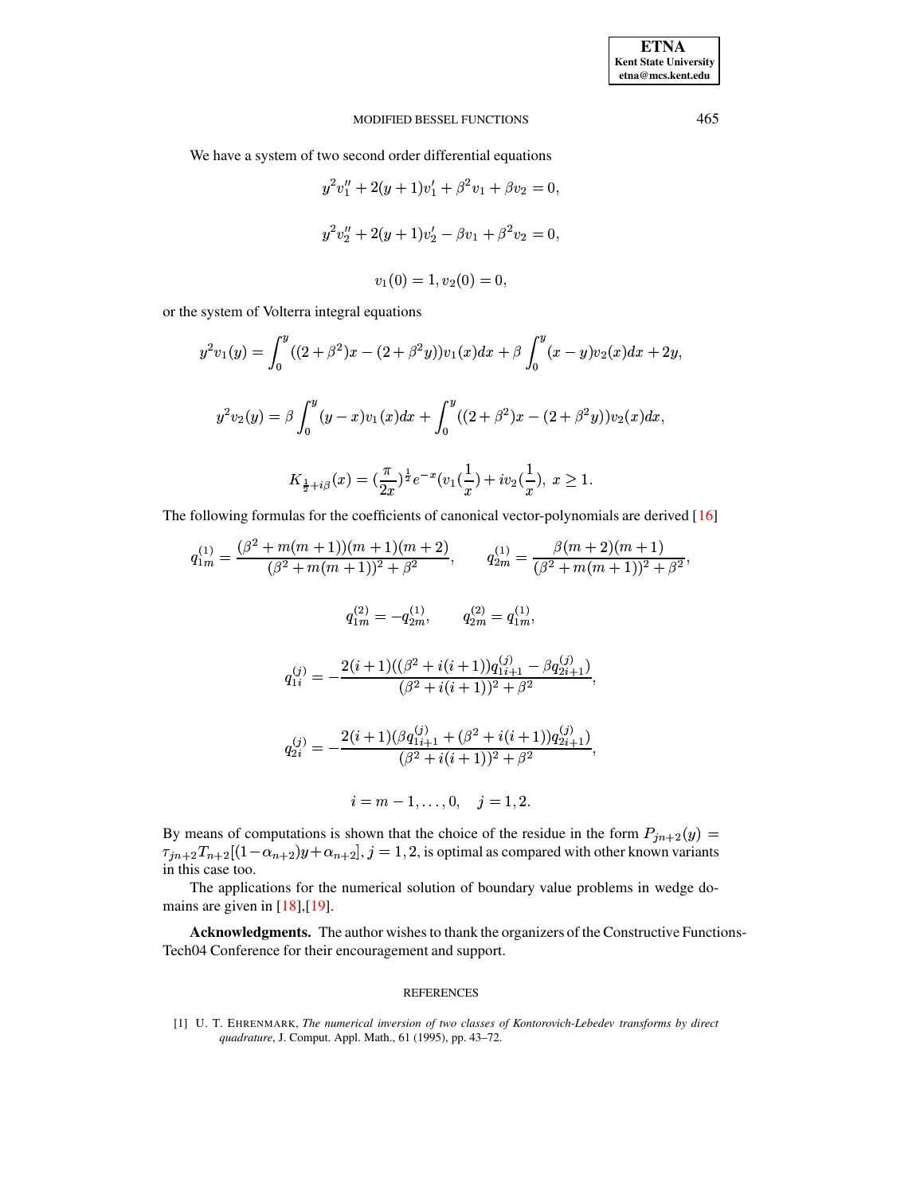We have a system of two second order differential equations

$$y^2 v_1'' + 2(y+1)v_1' + \beta^2 v_1 + \beta v_2 = 0,$$

$$y^2 v_2'' + 2(y+1)v_2' - \beta v_1 + \beta^2 v_2 = 0,$$

$$v_1(0) = 1, v_2(0) = 0,$$

or the system of Volterra integral equations

$$y^2 v_1(y) = \int_0^y ((2+\beta^2)x - (2+\beta^2 y))v_1(x)dx + \beta \int_0^y (x-y)v_2(x)dx + 2y,$$

$$y^2 v_2(y) = \beta \int_0^y (y-x)v_1(x)dx + \int_0^y ((2+\beta^2)x - (2+\beta^2 y))v_2(x)dx,$$

$$K_{\frac{1}{2}+i\beta}(x) = (\frac{\pi}{2x})^{\frac{1}{2}} e^{-x}(v_1(\frac{1}{x}) + iv_2(\frac{1}{x}), \ x \geq 1.$$

The following formulas for the coefficients of canonical vector-polynomials are derived [16]

$$q_{1m}^{(1)} = \frac{(\beta^2 + m(m+1))(m+1)(m+2)}{(\beta^2 + m(m+1))^2 + \beta^2}, \qquad q_{2m}^{(1)} = \frac{\beta(m+2)(m+1)}{(\beta^2 + m(m+1))^2 + \beta^2},$$

$$q_{1m}^{(2)} = -q_{2m}^{(1)}, \qquad q_{2m}^{(2)} = q_{1m}^{(1)},$$

$$q_{1i}^{(j)} = -\frac{2(i+1)((\beta^2 + i(i+1))q_{1i+1}^{(j)} - \beta q_{2i+1}^{(j)})}{(\beta^2 + i(i+1))^2 + \beta^2},$$

$$q_{2i}^{(j)} = -\frac{2(i+1)(\beta q_{1i+1}^{(j)} + (\beta^2 + i(i+1))q_{2i+1}^{(j)})}{(\beta^2 + i(i+1))^2 + \beta^2},$$

$$i = m-1, \ldots, 0, \quad j = 1, 2.$$

By means of computations is shown that the choice of the residue in the form $P_{jn+2}(y) = \tau_{jn+2} T_{n+2}[(1-\alpha_{n+2})y + \alpha_{n+2}]$, $j = 1, 2$, is optimal as compared with other known variants in this case too.

The applications for the numerical solution of boundary value problems in wedge domains are given in [18],[19].

**Acknowledgments.** The author wishes to thank the organizers of the Constructive Functions-Tech04 Conference for their encouragement and support.

## REFERENCES

[1] U. T. EHRENMARK, *The numerical inversion of two classes of Kontorovich-Lebedev transforms by direct quadrature*, J. Comput. Appl. Math., 61 (1995), pp. 43–72.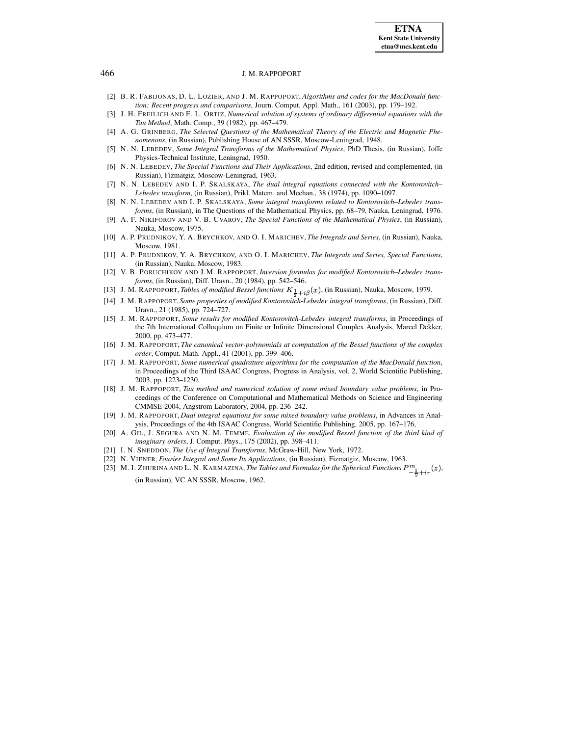[2] B. R. Fabijonas, D. L. Lozier, and J. M. Rappoport, *Algorithms and codes for the MacDonald function: Recent progress and comparisons*, Journ. Comput. Appl. Math., 161 (2003), pp. 179–192.

[3] J. H. Freilich and E. L. Ortiz, *Numerical solution of systems of ordinary differential equations with the Tau Method*, Math. Comp., 39 (1982), pp. 467–479.

[4] A. G. Grinberg, *The Selected Questions of the Mathematical Theory of the Electric and Magnetic Phenomenons*, (in Russian), Publishing House of AN SSSR, Moscow-Leningrad, 1948.

[5] N. N. Lebedev, *Some Integral Transforms of the Mathematical Physics*, PhD Thesis, (in Russian), Ioffe Physics-Technical Institute, Leningrad, 1950.

[6] N. N. Lebedev, *The Special Functions and Their Applications*, 2nd edition, revised and complemented, (in Russian), Fizmatgiz, Moscow-Leningrad, 1963.

[7] N. N. Lebedev and I. P. Skalskaya, *The dual integral equations connected with the Kontorovitch–Lebedev transform*, (in Russian), Prikl. Matem. and Mechan., 38 (1974), pp. 1090–1097.

[8] N. N. Lebedev and I. P. Skalskaya, *Some integral transforms related to Kontorovitch–Lebedev transforms*, (in Russian), in The Questions of the Mathematical Physics, pp. 68–79, Nauka, Leningrad, 1976.

[9] A. F. Nikiforov and V. B. Uvarov, *The Special Functions of the Mathematical Physics*, (in Russian), Nauka, Moscow, 1975.

[10] A. P. Prudnikov, Y. A. Brychkov, and O. I. Marichev, *The Integrals and Series*, (in Russian), Nauka, Moscow, 1981.

[11] A. P. Prudnikov, Y. A. Brychkov, and O. I. Marichev, *The Integrals and Series, Special Functions*, (in Russian), Nauka, Moscow, 1983.

[12] V. B. Poruchikov and J.M. Rappoport, *Inversion formulas for modified Kontorovitch–Lebedev transforms*, (in Russian), Diff. Uravn., 20 (1984), pp. 542–546.

[13] J. M. Rappoport, *Tables of modified Bessel functions $K_{\frac{1}{2}+i\beta}(x)$*, (in Russian), Nauka, Moscow, 1979.

[14] J. M. Rappoport, *Some properties of modified Kontorovitch-Lebedev integral transforms*, (in Russian), Diff. Uravn., 21 (1985), pp. 724–727.

[15] J. M. Rappoport, *Some results for modified Kontorovitch-Lebedev integral transforms*, in Proceedings of the 7th International Colloquium on Finite or Infinite Dimensional Complex Analysis, Marcel Dekker, 2000, pp. 473–477.

[16] J. M. Rappoport, *The canonical vector-polynomials at computation of the Bessel functions of the complex order*, Comput. Math. Appl., 41 (2001), pp. 399–406.

[17] J. M. Rappoport, *Some numerical quadrature algorithms for the computation of the MacDonald function*, in Proceedings of the Third ISAAC Congress, Progress in Analysis, vol. 2, World Scientific Publishing, 2003, pp. 1223–1230.

[18] J. M. Rappoport, *Tau method and numerical solution of some mixed boundary value problems*, in Proceedings of the Conference on Computational and Mathematical Methods on Science and Engineering CMMSE-2004, Angstrom Laboratory, 2004, pp. 236–242.

[19] J. M. Rappoport, *Dual integral equations for some mixed boundary value problems*, in Advances in Analysis, Proceedings of the 4th ISAAC Congress, World Scientific Publishing, 2005, pp. 167–176,

[20] A. Gil, J. Segura and N. M. Temme, *Evaluation of the modified Bessel function of the third kind of imaginary orders*, J. Comput. Phys., 175 (2002), pp. 398–411.

[21] I. N. Sneddon, *The Use of Integral Transforms*, McGraw-Hill, New York, 1972.

[22] N. Viener, *Fourier Integral and Some Its Applications*, (in Russian), Fizmatgiz, Moscow, 1963.

[23] M. I. Zhurina and L. N. Karmazina, *The Tables and Formulas for the Spherical Functions $P^{m}_{-\frac{1}{2}+i\tau}(z)$*, (in Russian), VC AN SSSR, Moscow, 1962.